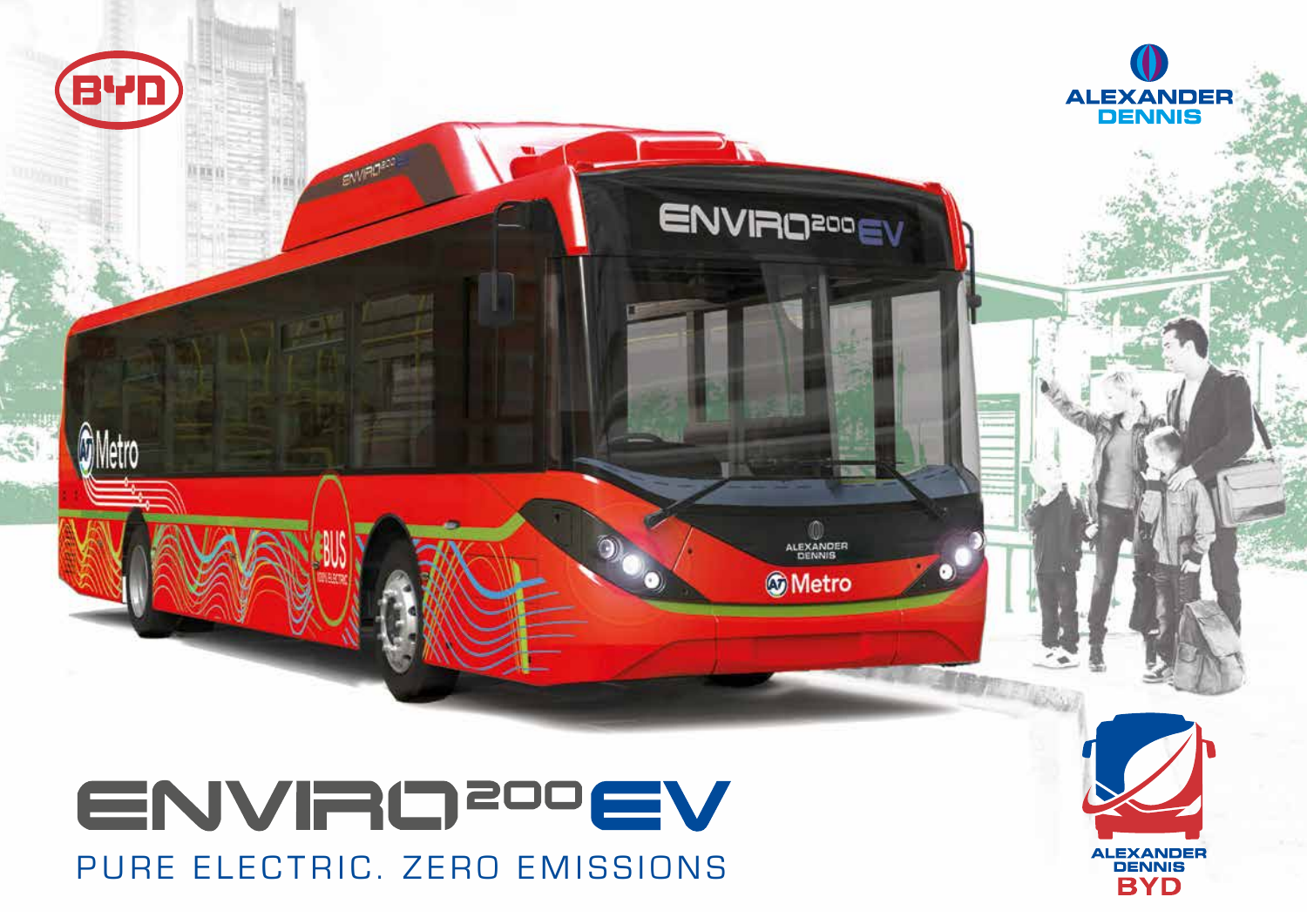# ENVIRO200EV

PURE ELECTRIC. ZERO EMISSIONS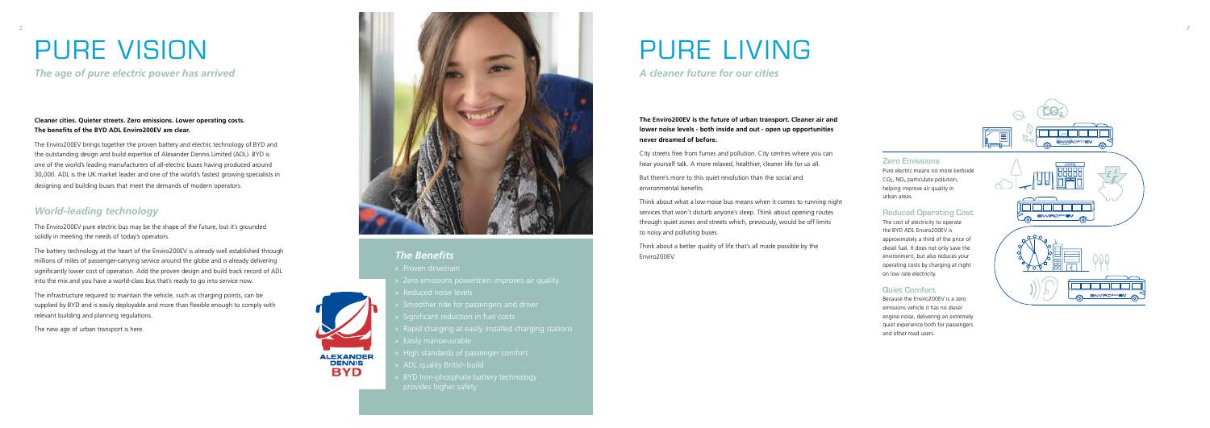# PURE VISION

*The age of pure electric power has arrived*

**Cleaner cities. Quieter streets. Zero emissions. Lower operating costs. The benefits of the BYD ADL Enviro200EV are clear.**

The Enviro200EV brings together the proven battery and electric technology of BYD and the outstanding design and build expertise of Alexander Dennis Limited (ADL). BYD is one of the world's leading manufacturers of all-electric buses having produced around 30,000. ADL is the UK market leader and one of the world's fastest growing specialists in designing and building buses that meet the demands of modern operators.

## *World-leading technology*

The Enviro200EV pure electric bus may be the shape of the future, but it's grounded solidly in meeting the needs of today's operators.

The battery technology at the heart of the Enviro200EV is already well established through millions of miles of passenger-carrying service around the globe and is already delivering significantly lower cost of operation. Add the proven design and build track record of ADL into the mix and you have a world-class bus that's ready to go into service now.

The infrastructure required to maintain the vehicle, such as charging points, can be supplied by BYD and is easily deployable and more than flexible enough to comply with relevant building and planning regulations.

The new age of urban transport is here.

## *The Benefits*

- Proven drivetrain
- Zero emissions powertrain improves air quality
- Reduced noise levels
- Smoother ride for passengers and driver
- Significant reduction in fuel costs
- Rapid charging at easily installed charging stations
- Easily manoeuvrable
- High standards of passenger comfort
- ADL quality British build
- BYD Iron-phosphate battery technology provides higher safety

ALEXANDER DENNIS BYD

# PURE LIVING

*A cleaner future for our cities*

**The Enviro200EV is the future of urban transport. Cleaner air and lower noise levels - both inside and out - open up opportunities never dreamed of before.**

City streets free from fumes and pollution. City centres where you can hear yourself talk. A more relaxed, healthier, cleaner life for us all.

But there's more to this quiet revolution than the social and environmental benefits.

Think about what a low-noise bus means when it comes to running night services that won't disturb anyone's sleep. Think about opening routes through quiet zones and streets which, previously, would be off limits to noisy and polluting buses.

Think about a better quality of life that's all made possible by the Enviro200EV.

### Zero Emissions

Pure electric means no more kerbside $CO_2$, $NO_2$ particulate pollution, helping improve air quality in urban areas.

### Reduced Operating Cost

The cost of electricity to operate the BYD ADL Enviro200EV is approximately a third of the price of diesel fuel. It does not only save the environment, but also reduces your operating costs by charging at night on low rate electricity.

### Quiet Comfort

Because the Enviro200EV is a zero emissions vehicle it has no diesel engine noise, delivering an extremely quiet experience both for passengers and other road users.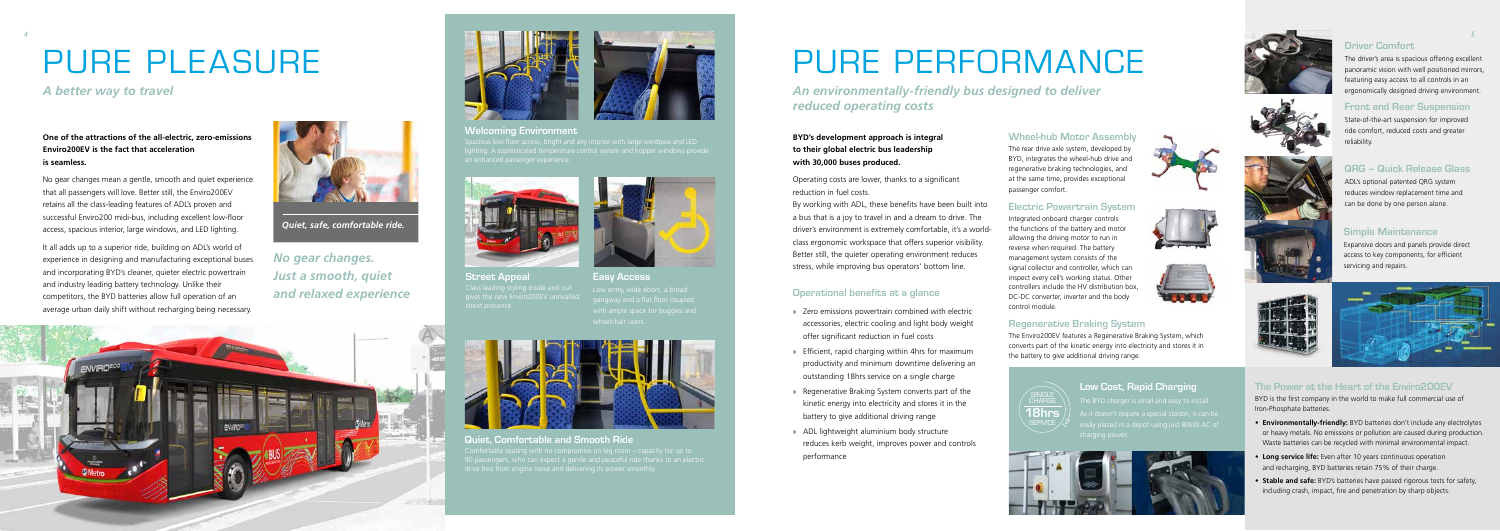# PURE PLEASURE

*A better way to travel*

**One of the attractions of the all-electric, zero-emissions Enviro200EV is the fact that acceleration is seamless.**

No gear changes mean a gentle, smooth and quiet experience that all passengers will love. Better still, the Enviro200EV retains all the class-leading features of ADL's proven and successful Enviro200 midi-bus, including excellent low-floor access, spacious interior, large windows, and LED lighting.

It all adds up to a superior ride, building on ADL's world of experience in designing and manufacturing exceptional buses and incorporating BYD's cleaner, quieter electric powertrain and industry leading battery technology. Unlike their competitors, the BYD batteries allow full operation of an average urban daily shift without recharging being necessary.

*Quiet, safe, comfortable ride.*

***No gear changes. Just a smooth, quiet and relaxed experience***

### Welcoming Environment

Spacious low floor access, bright and airy interior with large windows and LED lighting. A sophisticated temperature control system and hopper windows provide an enhanced passenger experience.

### Street Appeal

Class leading styling inside and out gives the new Enviro200EV unrivalled street presence.

### Easy Access

Low entry, wide doors, a broad gangway and a flat floor coupled with ample space for buggies and wheelchair users.

### Quiet, Comfortable and Smooth Ride

Comfortable seating with no compromise on leg room – capacity for up to 90 passengers, who can expect a gentle and peaceful ride thanks to an electric drive free from engine noise and delivering its power smoothly.

# PURE PERFORMANCE

*An environmentally-friendly bus designed to deliver reduced operating costs*

**BYD's development approach is integral to their global electric bus leadership with 30,000 buses produced.**

Operating costs are lower, thanks to a significant reduction in fuel costs.

By working with ADL, these benefits have been built into a bus that is a joy to travel in and a dream to drive. The driver's environment is extremely comfortable, it's a world-class ergonomic workspace that offers superior visibility. Better still, the quieter operating environment reduces stress, while improving bus operators' bottom line.

### Operational benefits at a glance

- Zero emissions powertrain combined with electric accessories, electric cooling and light body weight offer significant reduction in fuel costs
- Efficient, rapid charging within 4hrs for maximum productivity and minimum downtime delivering an outstanding 18hrs service on a single charge
- Regenerative Braking System converts part of the kinetic energy into electricity and stores it in the battery to give additional driving range
- ADL lightweight aluminium body structure reduces kerb weight, improves power and controls performance

### Wheel-hub Motor Assembly

The rear drive axle system, developed by BYD, integrates the wheel-hub drive and regenerative braking technologies, and at the same time, provides exceptional passenger comfort.

### Electric Powertrain System

Integrated onboard charger controls the functions of the battery and motor allowing the driving motor to run in reverse when required. The battery management system consists of the signal collector and controller, which can inspect every cell's working status. Other controllers include the HV distribution box, DC-DC converter, inverter and the body control module.

### Regenerative Braking System

The Enviro200EV features a Regenerative Braking System, which converts part of the kinetic energy into electricity and stores it in the battery to give additional driving range.

SINGLE CHARGE 18hrs SERVICE

### Low Cost, Rapid Charging

The BYD charger is small and easy to install. As it doesn't require a special station, it can be easily placed in a depot using just 80kW AC of charging power.

### Driver Comfort

The driver's area is spacious offering excellent panoramic vision with well positioned mirrors, featuring easy access to all controls in an ergonomically designed driving environment.

### Front and Rear Suspension

State-of-the-art suspension for improved ride comfort, reduced costs and greater reliability.

### QRG – Quick Release Glass

ADL's optional patented QRG system reduces window replacement time and can be done by one person alone.

### Simple Maintenance

Expansive doors and panels provide direct access to key components, for efficient servicing and repairs.

### The Power at the Heart of the Enviro200EV

BYD is the first company in the world to make full commercial use of Iron-Phosphate batteries.

- **Environmentally-friendly:** BYD batteries don't include any electrolytes or heavy metals. No emissions or pollution are caused during production. Waste batteries can be recycled with minimal environmental impact.
- **Long service life:** Even after 10 years continuous operation and recharging, BYD batteries retain 75% of their charge.
- **Stable and safe:** BYD's batteries have passed rigorous tests for safety, including crash, impact, fire and penetration by sharp objects.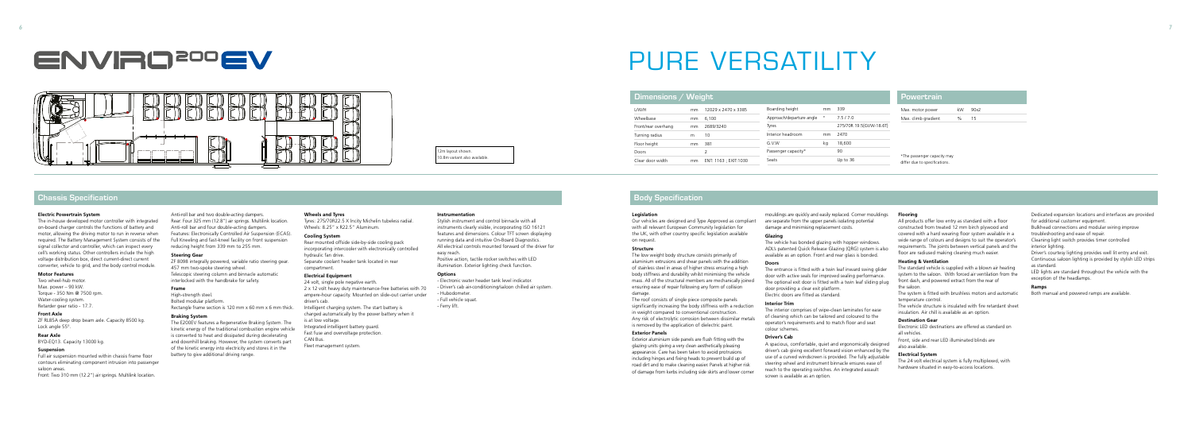# ENVIRO200EV

12m layout shown.
10.8m variant also available.

# PURE VERSATILITY

## Dimensions / Weight

| | | |
|---|---|---|
| L/W/H | mm | 12029 x 2470 x 3385 |
| Wheelbase | mm | 6,100 |
| Front/rear overhang | mm | 2689/3240 |
| Turning radius | m | 10 |
| Floor height | mm | 381 |
| Doors | | 2 |
| Clear door width | mm | ENT: 1163 ; EXIT:1030 |

| | | |
|---|---|---|
| Boarding height | mm | 339 |
| Approach/departure angle | ° | 7.5 / 7.0 |
| Tyres | | 275/70R 19.5(GVW-18.6T) |
| Interior headroom | mm | 2470 |
| G.V.W | kg | 18,600 |
| Passenger capacity* | | 90 |
| Seats | | Up to 36 |

## Powertrain

| | | |
|---|---|---|
| Max. motor power | KW | 90x2 |
| Max. climb gradient | % | 15 |

*The passenger capacity may differ due to specifications.

## Chassis Specification

### Electric Powertrain System

The in-house developed motor controller with integrated on-board charger controls the functions of battery and motor, allowing the driving motor to run in reverse when required. The Battery Management System consists of the signal collector and controller, which can inspect every cell's working status. Other controllers include the high voltage distribution box, direct current-direct current converter, vehicle to grid, and the body control module.

### Motor Features

Two wheel-hub motor.
Max. power – 90 kW.
Torque - 350 Nm @ 7500 rpm.
Water-cooling system.
Retarder gear ratio - 17.7.

### Front Axle

ZF RL85A deep drop beam axle. Capacity 8500 kg.
Lock angle 55°.

### Rear Axle

BYD-EQ13. Capacity 13000 kg.

### Suspension

Full air suspension mounted within chassis frame floor contours eliminating component intrusion into passenger saloon areas.
Front: Two 310 mm (12.2") air springs. Multilink location.
Anti-roll bar and two double-acting dampers.
Rear: Four 325 mm (12.8") air springs. Multilink location.
Anti-roll bar and four double-acting dampers.
Features: Electronically Controlled Air Suspension (ECAS).
Full Kneeling and fast-kneel facility on front suspension reducing height from 339 mm to 255 mm.

### Steering Gear

ZF 8098 integrally powered, variable ratio steering gear.
457 mm two-spoke steering wheel.
Telescopic steering column and binnacle automatic interlocked with the handbrake for safety.

### Frame

High-strength steel.
Bolted modular platform.
Rectangle frame section is 120 mm x 60 mm x 6 mm thick.

### Braking System

The E200EV features a Regenerative Braking System. The kinetic energy of the traditional combustion engine vehicle is converted to heat and dissipated during decelerating and downhill braking. However, the system converts part of the kinetic energy into electricity and stores it in the battery to give additional driving range.

### Wheels and Tyres

Tyres: 275/70R22.5 X Incity Michelin tubeless radial.
Wheels: 8.25" x R22.5" Aluminum.

### Cooling System

Rear mounted offside side-by-side cooling pack incorporating intercooler with electronically controlled hydraulic fan drive.
Separate coolant header tank located in rear compartment.

### Electrical Equipment

24 volt, single pole negative earth.
2 x 12 volt heavy duty maintenance-free batteries with 70 ampere-hour capacity. Mounted on slide-out carrier under driver's cab.
Intelligent charging system. The start battery is charged automatically by the power battery when it is at low voltage.
Integrated intelligent battery guard.
Fast fuse and overvoltage protection.
CAN Bus.
Fleet management system.

### Instrumentation

Stylish instrument and control binnacle with all instruments clearly visible, incorporating ISO 16121 features and dimensions. Colour TFT screen displaying running data and intuitive On-Board Diagnostics.
All electrical controls mounted forward of the driver for easy reach.
Positive action, tactile rocker switches with LED illumination. Exterior lighting check function.

### Options

- Electronic water header tank level indicator.
- Driver's cab air-conditioning/saloon chilled air system.
- Hubodometer.
- Full vehicle squat.
- Ferry lift.

## Body Specification

### Legislation

Our vehicles are designed and Type Approved as compliant with all relevant European Community legislation for the UK, with other country specific legislation available on request.

### Structure

The low weight body structure consists primarily of aluminium extrusions and shear panels with the addition of stainless steel in areas of higher stress ensuring a high body stiffness and durability whilst minimising the vehicle mass. All of the structural members are mechanically joined ensuring ease of repair following any form of collision damage.
The roof consists of single piece composite panels significantly increasing the body stiffness with a reduction in weight compared to conventional construction.
Any risk of electrolytic corrosion between dissimilar metals is removed by the application of dielectric paint.

### Exterior Panels

Exterior aluminium side panels are flush fitting with the glazing units giving a very clean aesthetically pleasing appearance. Care has been taken to avoid protrusions including hinges and fixing heads to prevent build up of road dirt and to make cleaning easier. Panels at higher risk of damage from kerbs including side skirts and lower corner mouldings are quickly and easily replaced. Corner mouldings are separate from the upper panels isolating potential damage and minimising replacement costs.

### Glazing

The vehicle has bonded glazing with hopper windows. ADL's patented Quick Release Glazing (QRG) system is also available as an option. Front and rear glass is bonded.

### Doors

The entrance is fitted with a twin leaf inward swing glider door with active seals for improved sealing performance. The optional exit door is fitted with a twin leaf sliding plug door providing a clear exit platform.
Electric doors are fitted as standard.

### Interior Trim

The interior comprises of wipe-clean laminates for ease of cleaning which can be tailored and coloured to the operator's requirements and to match floor and seat colour schemes.

### Driver's Cab

A spacious, comfortable, quiet and ergonomically designed driver's cab giving excellent forward vision enhanced by the use of a curved windscreen is provided. The fully adjustable steering wheel and instrument binnacle ensures ease of reach to the operating switches. An integrated assault screen is available as an option.

### Flooring

All products offer low entry as standard with a floor constructed from treated 12 mm birch plywood and covered with a hard wearing floor system available in a wide range of colours and designs to suit the operator's requirements. The joints between vertical panels and the floor are radiused making cleaning much easier.

### Heating & Ventilation

The standard vehicle is supplied with a blown air heating system to the saloon. With forced air ventilation from the front dash, and powered extract from the rear of the saloon.
The system is fitted with brushless motors and automatic temperature control.
The vehicle structure is insulated with fire retardant sheet insulation. Air chill is available as an option.

### Destination Gear

Electronic LED destinations are offered as standard on all vehicles.
Front, side and rear LED illuminated blinds are also available.

### Electrical System

The 24 volt electrical system is fully multiplexed, with hardware situated in easy-to-access locations.
Dedicated expansion locations and interfaces are provided for additional customer equipment.
Bulkhead connections and modular wiring improve troubleshooting and ease of repair.
Cleaning light switch provides timer controlled interior lighting.
Driver's courtesy lighting provides well lit entry and exit.
Continuous saloon lighting is provided by stylish LED strips as standard.
LED lights are standard throughout the vehicle with the exception of the headlamps.

### Ramps

Both manual and powered ramps are available.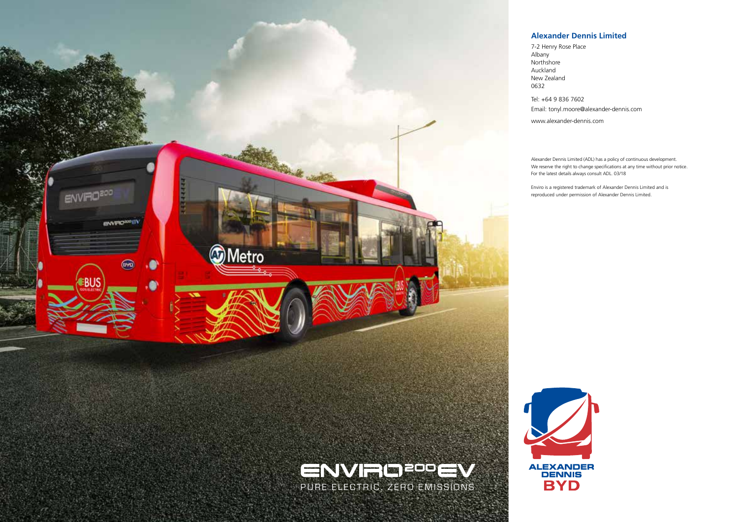ENVIRO200EV

PURE ELECTRIC. ZERO EMISSIONS

**Alexander Dennis Limited**

7-2 Henry Rose Place
Albany
Northshore
Auckland
New Zealand
0632

Tel: +64 9 836 7602

Email: tonyl.moore@alexander-dennis.com

www.alexander-dennis.com

Alexander Dennis Limited (ADL) has a policy of continuous development. We reserve the right to change specifications at any time without prior notice. For the latest details always consult ADL. 03/18

Enviro is a registered trademark of Alexander Dennis Limited and is reproduced under permission of Alexander Dennis Limited.

ALEXANDER DENNIS
BYD